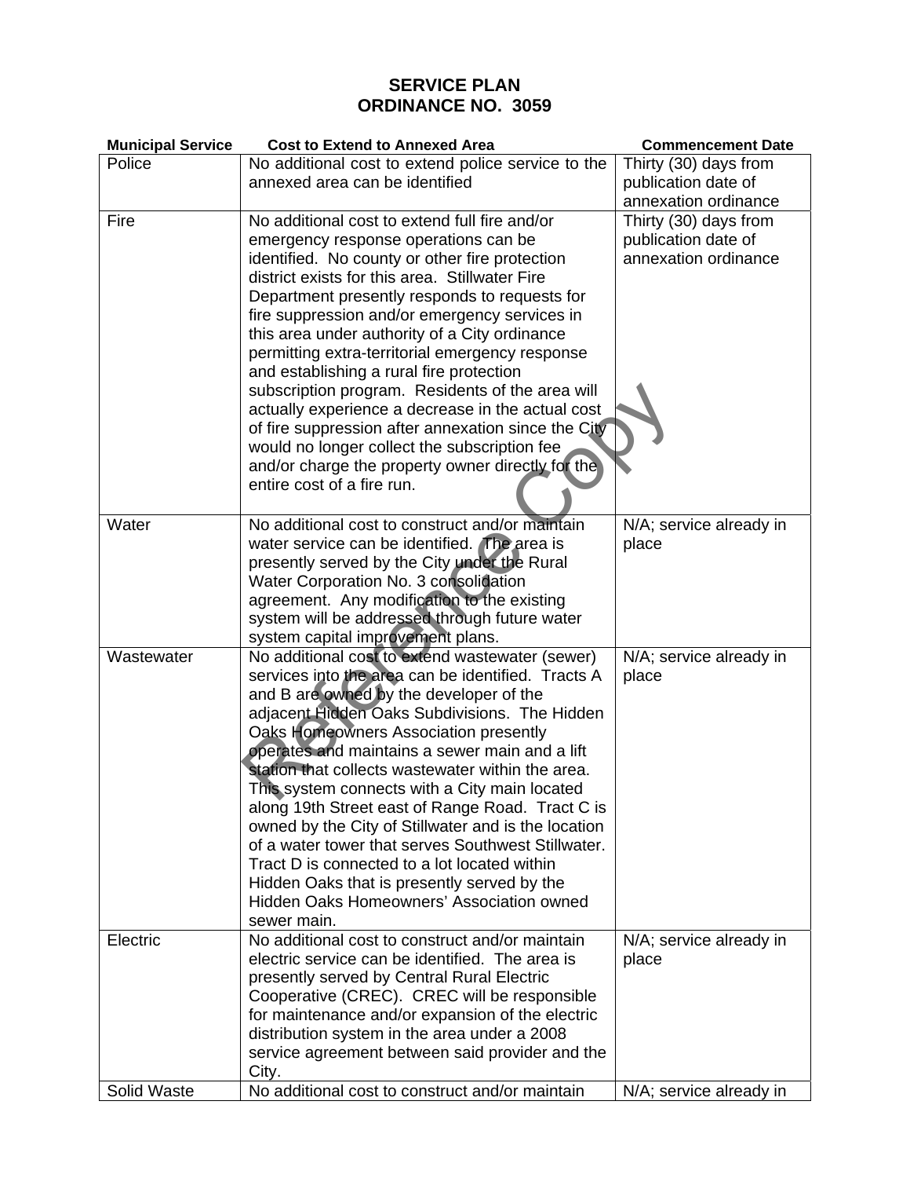# SERVICE PLAN
# ORDINANCE NO. 3059

| Municipal Service | Cost to Extend to Annexed Area | Commencement Date |
|---|---|---|
| Police | No additional cost to extend police service to the annexed area can be identified | Thirty (30) days from publication date of annexation ordinance |
| Fire | No additional cost to extend full fire and/or emergency response operations can be identified. No county or other fire protection district exists for this area. Stillwater Fire Department presently responds to requests for fire suppression and/or emergency services in this area under authority of a City ordinance permitting extra-territorial emergency response and establishing a rural fire protection subscription program. Residents of the area will actually experience a decrease in the actual cost of fire suppression after annexation since the City would no longer collect the subscription fee and/or charge the property owner directly for the entire cost of a fire run. | Thirty (30) days from publication date of annexation ordinance |
| Water | No additional cost to construct and/or maintain water service can be identified. The area is presently served by the City under the Rural Water Corporation No. 3 consolidation agreement. Any modification to the existing system will be addressed through future water system capital improvement plans. | N/A; service already in place |
| Wastewater | No additional cost to extend wastewater (sewer) services into the area can be identified. Tracts A and B are owned by the developer of the adjacent Hidden Oaks Subdivisions. The Hidden Oaks Homeowners Association presently operates and maintains a sewer main and a lift station that collects wastewater within the area. This system connects with a City main located along 19th Street east of Range Road. Tract C is owned by the City of Stillwater and is the location of a water tower that serves Southwest Stillwater. Tract D is connected to a lot located within Hidden Oaks that is presently served by the Hidden Oaks Homeowners' Association owned sewer main. | N/A; service already in place |
| Electric | No additional cost to construct and/or maintain electric service can be identified. The area is presently served by Central Rural Electric Cooperative (CREC). CREC will be responsible for maintenance and/or expansion of the electric distribution system in the area under a 2008 service agreement between said provider and the City. | N/A; service already in place |
| Solid Waste | No additional cost to construct and/or maintain | N/A; service already in |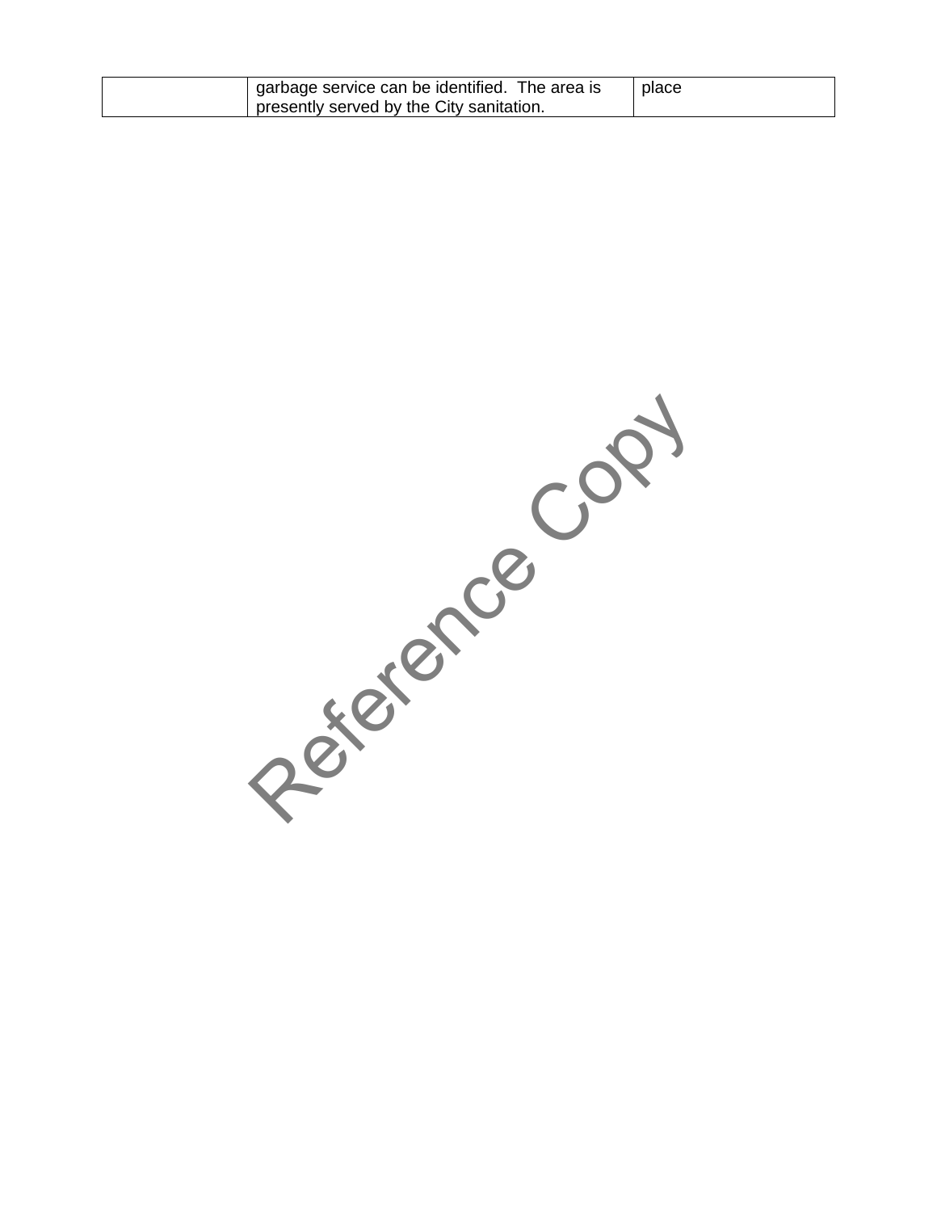| | garbage service can be identified. The area is presently served by the City sanitation. | place |
|---|---|---|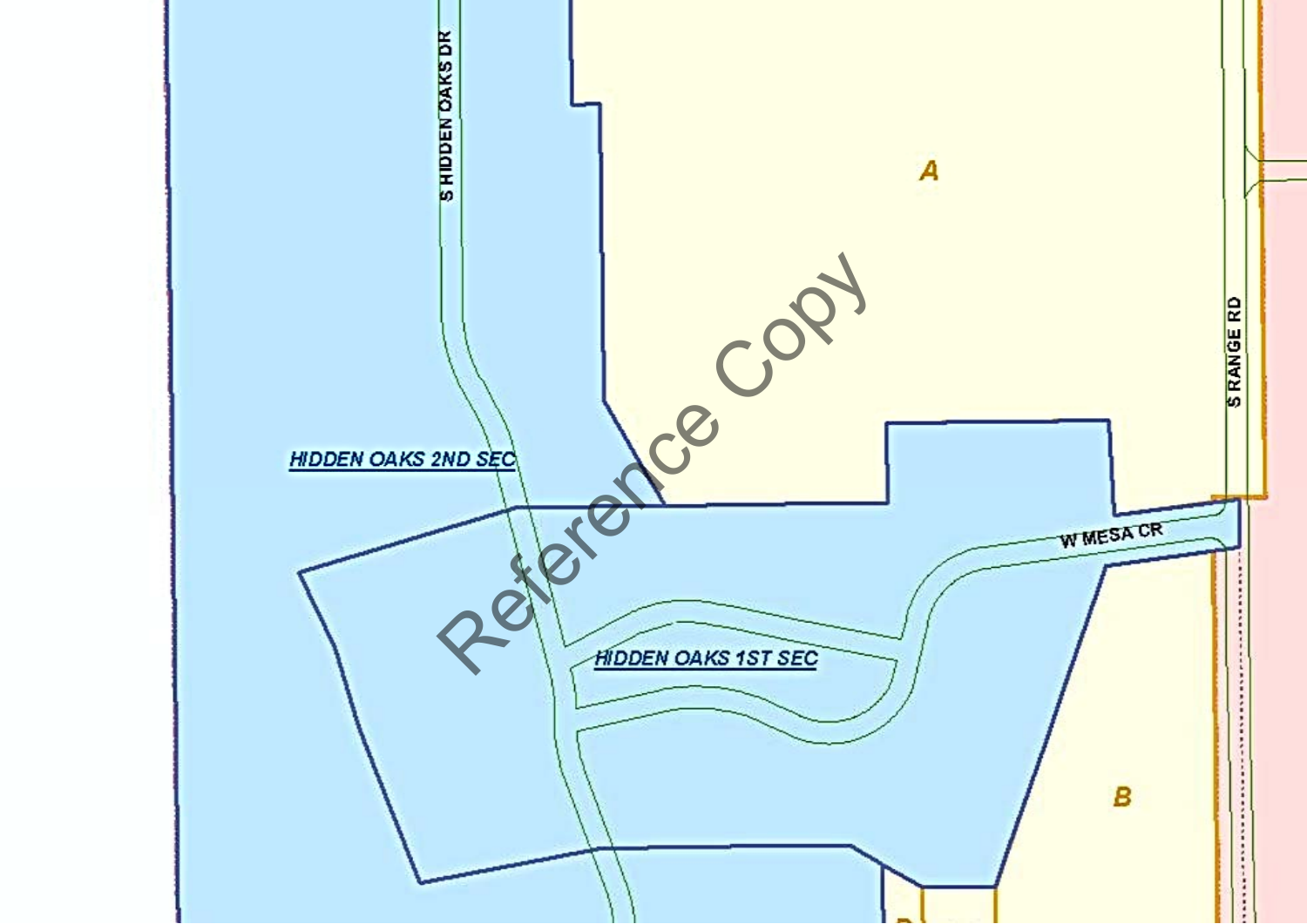S HIDDEN OAKS DR

A

S RANGE RD

Reference Copy

HIDDEN OAKS 2ND SEC

W MESA CR

HIDDEN OAKS 1ST SEC

B